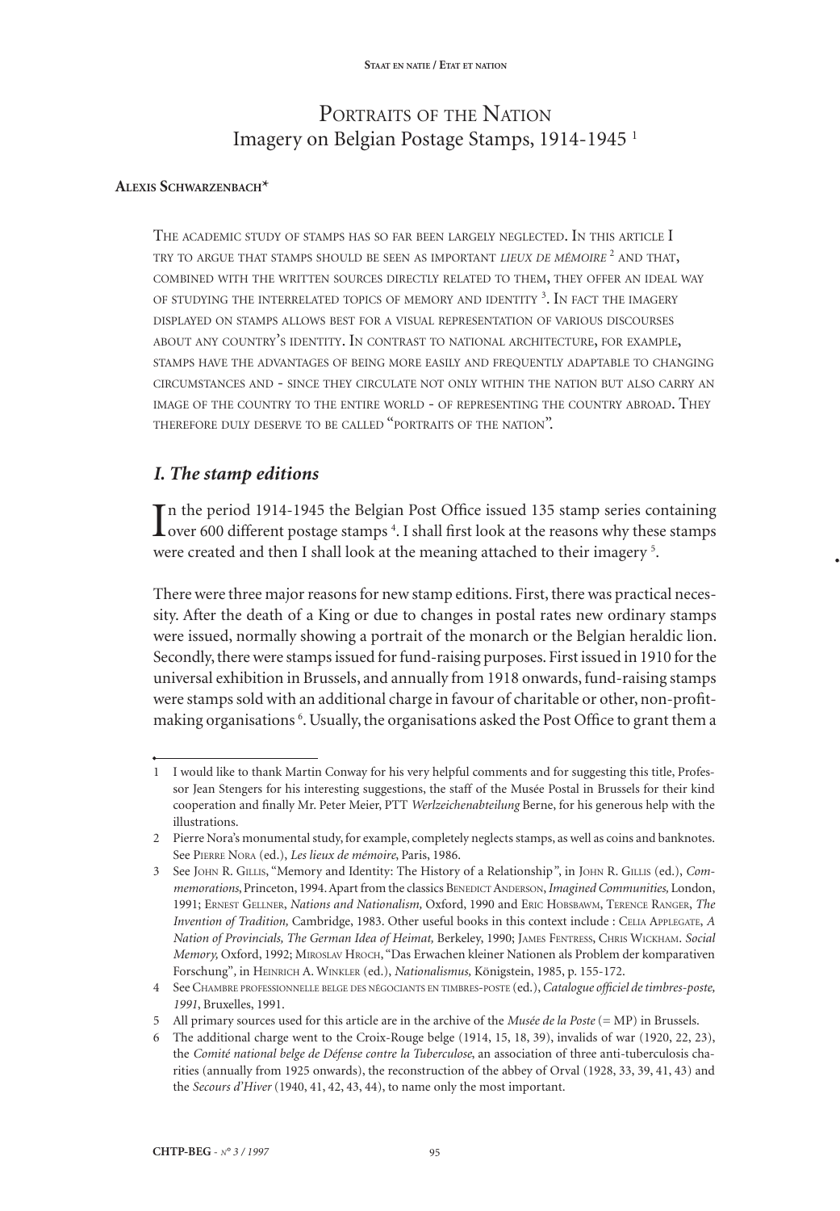# Portraits of the Nation
## Imagery on Belgian Postage Stamps, 1914-1945 [1]

**Alexis Schwarzenbach***

The academic study of stamps has so far been largely neglected. In this article I try to argue that stamps should be seen as important *lieux de mémoire* [2] and that, combined with the written sources directly related to them, they offer an ideal way of studying the interrelated topics of memory and identity [3]. In fact the imagery displayed on stamps allows best for a visual representation of various discourses about any country's identity. In contrast to national architecture, for example, stamps have the advantages of being more easily and frequently adaptable to changing circumstances and - since they circulate not only within the nation but also carry an image of the country to the entire world - of representing the country abroad. They therefore duly deserve to be called "portraits of the nation".

## *I. The stamp editions*

In the period 1914-1945 the Belgian Post Office issued 135 stamp series containing over 600 different postage stamps [4]. I shall first look at the reasons why these stamps were created and then I shall look at the meaning attached to their imagery [5].

There were three major reasons for new stamp editions. First, there was practical necessity. After the death of a King or due to changes in postal rates new ordinary stamps were issued, normally showing a portrait of the monarch or the Belgian heraldic lion. Secondly, there were stamps issued for fund-raising purposes. First issued in 1910 for the universal exhibition in Brussels, and annually from 1918 onwards, fund-raising stamps were stamps sold with an additional charge in favour of charitable or other, non-profit-making organisations [6]. Usually, the organisations asked the Post Office to grant them a

---

1 I would like to thank Martin Conway for his very helpful comments and for suggesting this title, Professor Jean Stengers for his interesting suggestions, the staff of the Musée Postal in Brussels for their kind cooperation and finally Mr. Peter Meier, PTT *Werlzeichenabteilung* Berne, for his generous help with the illustrations.

2 Pierre Nora's monumental study, for example, completely neglects stamps, as well as coins and banknotes. See Pierre Nora (ed.), *Les lieux de mémoire*, Paris, 1986.

3 See John R. Gillis, "Memory and Identity: The History of a Relationship", in John R. Gillis (ed.), *Commemorations*, Princeton, 1994. Apart from the classics Benedict Anderson, *Imagined Communities,* London, 1991; Ernest Gellner, *Nations and Nationalism,* Oxford, 1990 and Eric Hobsbawm, Terence Ranger, *The Invention of Tradition,* Cambridge, 1983. Other useful books in this context include : Celia Applegate, *A Nation of Provincials, The German Idea of Heimat,* Berkeley, 1990; James Fentress, Chris Wickham. *Social Memory,* Oxford, 1992; Miroslav Hroch, "Das Erwachen kleiner Nationen als Problem der komparativen Forschung", in Heinrich A. Winkler (ed.), *Nationalismus,* Königstein, 1985, p. 155-172.

4 See Chambre professionnelle belge des négociants en timbres-poste (ed.), *Catalogue officiel de timbres-poste, 1991*, Bruxelles, 1991.

5 All primary sources used for this article are in the archive of the *Musée de la Poste* (= MP) in Brussels.

6 The additional charge went to the Croix-Rouge belge (1914, 15, 18, 39), invalids of war (1920, 22, 23), the *Comité national belge de Défense contre la Tuberculose*, an association of three anti-tuberculosis charities (annually from 1925 onwards), the reconstruction of the abbey of Orval (1928, 33, 39, 41, 43) and the *Secours d'Hiver* (1940, 41, 42, 43, 44), to name only the most important.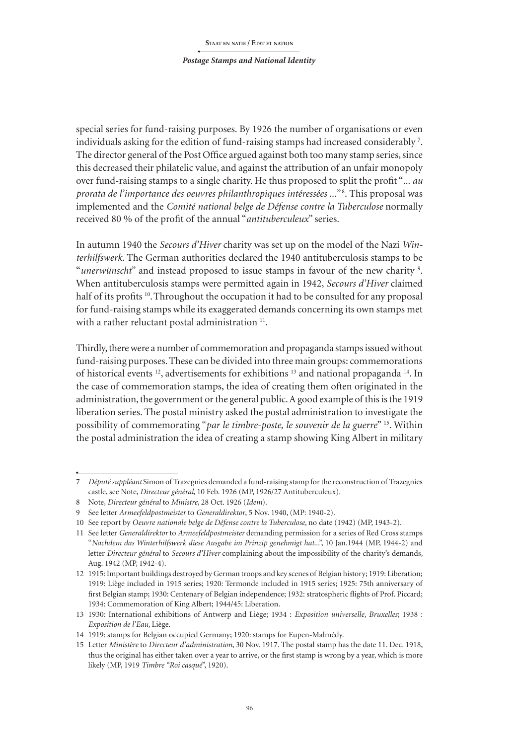special series for fund-raising purposes. By 1926 the number of organisations or even individuals asking for the edition of fund-raising stamps had increased considerably [7]. The director general of the Post Office argued against both too many stamp series, since this decreased their philatelic value, and against the attribution of an unfair monopoly over fund-raising stamps to a single charity. He thus proposed to split the profit "*... au prorata de l'importance des oeuvres philanthropiques intéressées ...*" [8]. This proposal was implemented and the *Comité national belge de Défense contre la Tuberculose* normally received 80 % of the profit of the annual "*antituberculeux*" series.

In autumn 1940 the *Secours d'Hiver* charity was set up on the model of the Nazi *Winterhilfswerk*. The German authorities declared the 1940 antituberculosis stamps to be "*unerwünscht*" and instead proposed to issue stamps in favour of the new charity [9]. When antituberculosis stamps were permitted again in 1942, *Secours d'Hiver* claimed half of its profits [10]. Throughout the occupation it had to be consulted for any proposal for fund-raising stamps while its exaggerated demands concerning its own stamps met with a rather reluctant postal administration [11].

Thirdly, there were a number of commemoration and propaganda stamps issued without fund-raising purposes. These can be divided into three main groups: commemorations of historical events [12], advertisements for exhibitions [13] and national propaganda [14]. In the case of commemoration stamps, the idea of creating them often originated in the administration, the government or the general public. A good example of this is the 1919 liberation series. The postal ministry asked the postal administration to investigate the possibility of commemorating "*par le timbre-poste, le souvenir de la guerre*" [15]. Within the postal administration the idea of creating a stamp showing King Albert in military

---

7 *Député suppléant* Simon of Trazegnies demanded a fund-raising stamp for the reconstruction of Trazegnies castle, see Note, *Directeur général*, 10 Feb. 1926 (MP, 1926/27 Antituberculeux).

8 Note, *Directeur général* to *Ministre*, 28 Oct. 1926 (*Idem*).

9 See letter *Armeefeldpostmeister* to *Generaldirektor*, 5 Nov. 1940, (MP: 1940-2).

10 See report by *Oeuvre nationale belge de Défense contre la Tuberculose*, no date (1942) (MP, 1943-2).

11 See letter *Generaldirektor* to *Armeefeldpostmeister* demanding permission for a series of Red Cross stamps "*Nachdem das Winterhilfswerk diese Ausgabe im Prinzip genehmigt hat...*", 10 Jan.1944 (MP, 1944-2) and letter *Directeur général* to *Secours d'Hiver* complaining about the impossibility of the charity's demands, Aug. 1942 (MP, 1942-4).

12 1915: Important buildings destroyed by German troops and key scenes of Belgian history; 1919: Liberation; 1919: Liège included in 1915 series; 1920: Termonde included in 1915 series; 1925: 75th anniversary of first Belgian stamp; 1930: Centenary of Belgian independence; 1932: stratospheric flights of Prof. Piccard; 1934: Commemoration of King Albert; 1944/45: Liberation.

13 1930: International exhibitions of Antwerp and Liège; 1934 : *Exposition universelle*, *Bruxelles*; 1938 : *Exposition de l'Eau*, Liège.

14 1919: stamps for Belgian occupied Germany; 1920: stamps for Eupen-Malmédy.

15 Letter *Ministère* to *Directeur d'administration*, 30 Nov. 1917. The postal stamp has the date 11. Dec. 1918, thus the original has either taken over a year to arrive, or the first stamp is wrong by a year, which is more likely (MP, 1919 *Timbre "Roi casqué"*, 1920).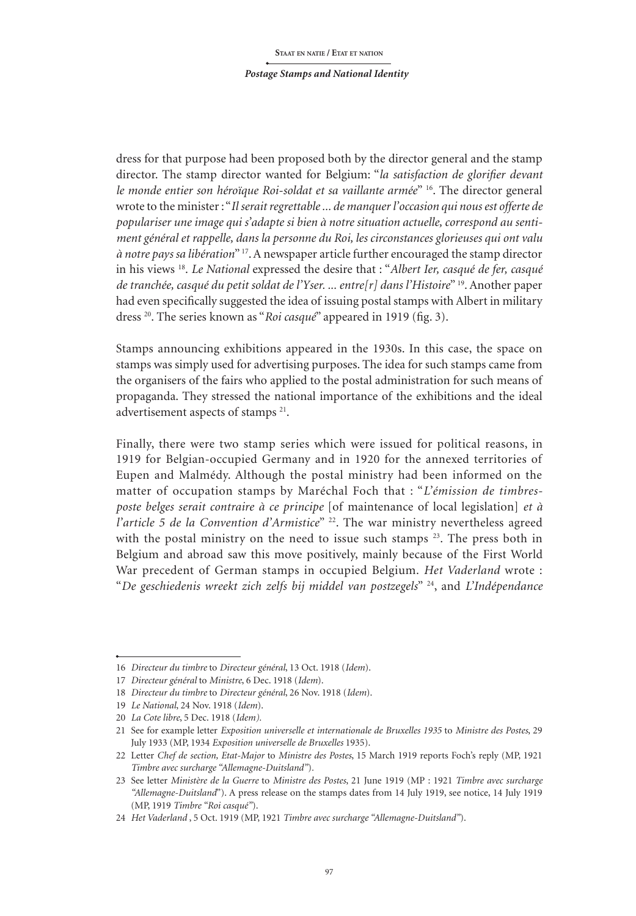dress for that purpose had been proposed both by the director general and the stamp director. The stamp director wanted for Belgium: "*la satisfaction de glorifier devant le monde entier son héroïque Roi-soldat et sa vaillante armée*" [16]. The director general wrote to the minister : "*Il serait regrettable ... de manquer l'occasion qui nous est offerte de populariser une image qui s'adapte si bien à notre situation actuelle, correspond au sentiment général et rappelle, dans la personne du Roi, les circonstances glorieuses qui ont valu à notre pays sa libération*" [17]. A newspaper article further encouraged the stamp director in his views [18]. *Le National* expressed the desire that : "*Albert Ier, casqué de fer, casqué de tranchée, casqué du petit soldat de l'Yser. ... entre[r] dans l'Histoire*" [19]. Another paper had even specifically suggested the idea of issuing postal stamps with Albert in military dress [20]. The series known as "*Roi casqué*" appeared in 1919 (fig. 3).

Stamps announcing exhibitions appeared in the 1930s. In this case, the space on stamps was simply used for advertising purposes. The idea for such stamps came from the organisers of the fairs who applied to the postal administration for such means of propaganda. They stressed the national importance of the exhibitions and the ideal advertisement aspects of stamps [21].

Finally, there were two stamp series which were issued for political reasons, in 1919 for Belgian-occupied Germany and in 1920 for the annexed territories of Eupen and Malmédy. Although the postal ministry had been informed on the matter of occupation stamps by Maréchal Foch that : "*L'émission de timbres-poste belges serait contraire à ce principe* [of maintenance of local legislation] *et à l'article 5 de la Convention d'Armistice*" [22]. The war ministry nevertheless agreed with the postal ministry on the need to issue such stamps [23]. The press both in Belgium and abroad saw this move positively, mainly because of the First World War precedent of German stamps in occupied Belgium. *Het Vaderland* wrote : "*De geschiedenis wreekt zich zelfs bij middel van postzegels*" [24], and *L'Indépendance*

---

16 *Directeur du timbre* to *Directeur général*, 13 Oct. 1918 (*Idem*).

17 *Directeur général* to *Ministre*, 6 Dec. 1918 (*Idem*).

18 *Directeur du timbre* to *Directeur général*, 26 Nov. 1918 (*Idem*).

19 *Le National*, 24 Nov. 1918 (*Idem*).

20 *La Cote libre*, 5 Dec. 1918 (*Idem).*

21 See for example letter *Exposition universelle et internationale de Bruxelles 1935* to *Ministre des Postes*, 29 July 1933 (MP, 1934 *Exposition universelle de Bruxelles* 1935).

22 Letter *Chef de section, Etat-Major* to *Ministre des Postes*, 15 March 1919 reports Foch's reply (MP, 1921 *Timbre avec surcharge "Allemagne-Duitsland"*).

23 See letter *Ministère de la Guerre* to *Ministre des Postes*, 21 June 1919 (MP : 1921 *Timbre avec surcharge "Allemagne-Duitsland*"). A press release on the stamps dates from 14 July 1919, see notice, 14 July 1919 (MP, 1919 *Timbre "Roi casqué"*).

24 *Het Vaderland* , 5 Oct. 1919 (MP, 1921 *Timbre avec surcharge "Allemagne-Duitsland"*).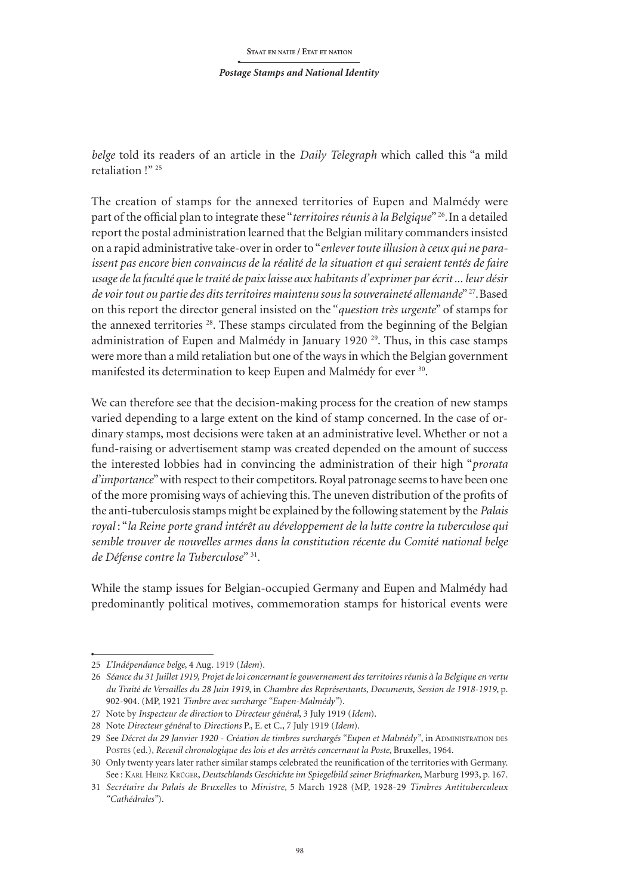*belge* told its readers of an article in the *Daily Telegraph* which called this "a mild retaliation !" [25]

The creation of stamps for the annexed territories of Eupen and Malmédy were part of the official plan to integrate these "*territoires réunis à la Belgique*" [26]. In a detailed report the postal administration learned that the Belgian military commanders insisted on a rapid administrative take-over in order to "*enlever toute illusion à ceux qui ne paraissent pas encore bien convaincus de la réalité de la situation et qui seraient tentés de faire usage de la faculté que le traité de paix laisse aux habitants d'exprimer par écrit ... leur désir de voir tout ou partie des dits territoires maintenu sous la souveraineté allemande*" [27]. Based on this report the director general insisted on the "*question très urgente*" of stamps for the annexed territories [28]. These stamps circulated from the beginning of the Belgian administration of Eupen and Malmédy in January 1920 [29]. Thus, in this case stamps were more than a mild retaliation but one of the ways in which the Belgian government manifested its determination to keep Eupen and Malmédy for ever [30].

We can therefore see that the decision-making process for the creation of new stamps varied depending to a large extent on the kind of stamp concerned. In the case of ordinary stamps, most decisions were taken at an administrative level. Whether or not a fund-raising or advertisement stamp was created depended on the amount of success the interested lobbies had in convincing the administration of their high "*prorata d'importance*" with respect to their competitors. Royal patronage seems to have been one of the more promising ways of achieving this. The uneven distribution of the profits of the anti-tuberculosis stamps might be explained by the following statement by the *Palais royal* : "*la Reine porte grand intérêt au développement de la lutte contre la tuberculose qui semble trouver de nouvelles armes dans la constitution récente du Comité national belge de Défense contre la Tuberculose*" [31].

While the stamp issues for Belgian-occupied Germany and Eupen and Malmédy had predominantly political motives, commemoration stamps for historical events were

---

25 *L'Indépendance belge*, 4 Aug. 1919 (*Idem*).

26 *Séance du 31 Juillet 1919, Projet de loi concernant le gouvernement des territoires réunis à la Belgique en vertu du Traité de Versailles du 28 Juin 1919*, in *Chambre des Représentants, Documents, Session de 1918-1919*, p. 902-904. (MP, 1921 *Timbre avec surcharge "Eupen-Malmédy"*).

27 Note by *Inspecteur de direction* to *Directeur général*, 3 July 1919 (*Idem*).

28 Note *Directeur général* to *Directions* P., E. et C., 7 July 1919 (*Idem*).

29 See *Décret du 29 Janvier 1920 - Création de timbres surchargés "Eupen et Malmédy"*, in Administration des Postes (ed.), *Receuil chronologique des lois et des arrêtés concernant la Poste*, Bruxelles, 1964.

30 Only twenty years later rather similar stamps celebrated the reunification of the territories with Germany. See : Karl Heinz Krüger, *Deutschlands Geschichte im Spiegelbild seiner Briefmarken*, Marburg 1993, p. 167.

31 *Secrétaire du Palais de Bruxelles* to *Ministre*, 5 March 1928 (MP, 1928-29 *Timbres Antituberculeux "Cathédrales"*).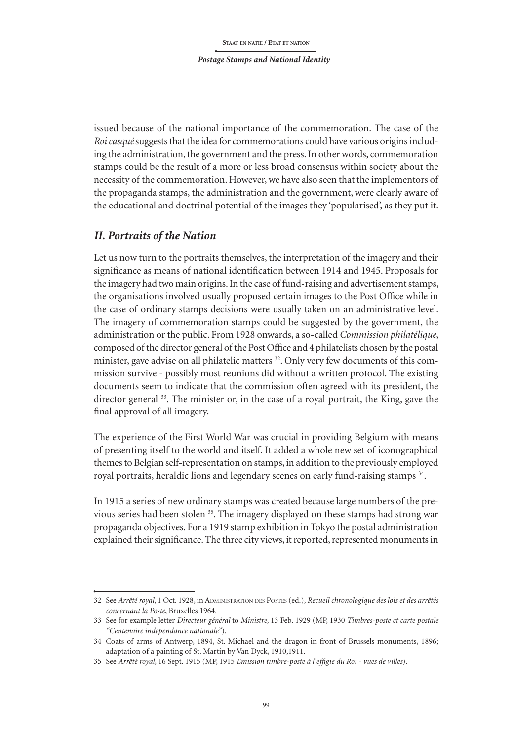issued because of the national importance of the commemoration. The case of the *Roi casqué* suggests that the idea for commemorations could have various origins including the administration, the government and the press. In other words, commemoration stamps could be the result of a more or less broad consensus within society about the necessity of the commemoration. However, we have also seen that the implementors of the propaganda stamps, the administration and the government, were clearly aware of the educational and doctrinal potential of the images they 'popularised', as they put it.

## *II. Portraits of the Nation*

Let us now turn to the portraits themselves, the interpretation of the imagery and their significance as means of national identification between 1914 and 1945. Proposals for the imagery had two main origins. In the case of fund-raising and advertisement stamps, the organisations involved usually proposed certain images to the Post Office while in the case of ordinary stamps decisions were usually taken on an administrative level. The imagery of commemoration stamps could be suggested by the government, the administration or the public. From 1928 onwards, a so-called *Commission philatélique*, composed of the director general of the Post Office and 4 philatelists chosen by the postal minister, gave advise on all philatelic matters [32]. Only very few documents of this commission survive - possibly most reunions did without a written protocol. The existing documents seem to indicate that the commission often agreed with its president, the director general [33]. The minister or, in the case of a royal portrait, the King, gave the final approval of all imagery.

The experience of the First World War was crucial in providing Belgium with means of presenting itself to the world and itself. It added a whole new set of iconographical themes to Belgian self-representation on stamps, in addition to the previously employed royal portraits, heraldic lions and legendary scenes on early fund-raising stamps [34].

In 1915 a series of new ordinary stamps was created because large numbers of the previous series had been stolen [35]. The imagery displayed on these stamps had strong war propaganda objectives. For a 1919 stamp exhibition in Tokyo the postal administration explained their significance. The three city views, it reported, represented monuments in

---

32 See *Arrêté royal*, 1 Oct. 1928, in ADMINISTRATION DES POSTES (ed.), *Recueil chronologique des lois et des arrêtés concernant la Poste*, Bruxelles 1964.

33 See for example letter *Directeur général* to *Ministre*, 13 Feb. 1929 (MP, 1930 *Timbres-poste et carte postale "Centenaire indépendance nationale"*).

34 Coats of arms of Antwerp, 1894, St. Michael and the dragon in front of Brussels monuments, 1896; adaptation of a painting of St. Martin by Van Dyck, 1910,1911.

35 See *Arrêté royal*, 16 Sept. 1915 (MP, 1915 *Emission timbre-poste à l'effigie du Roi - vues de villes*).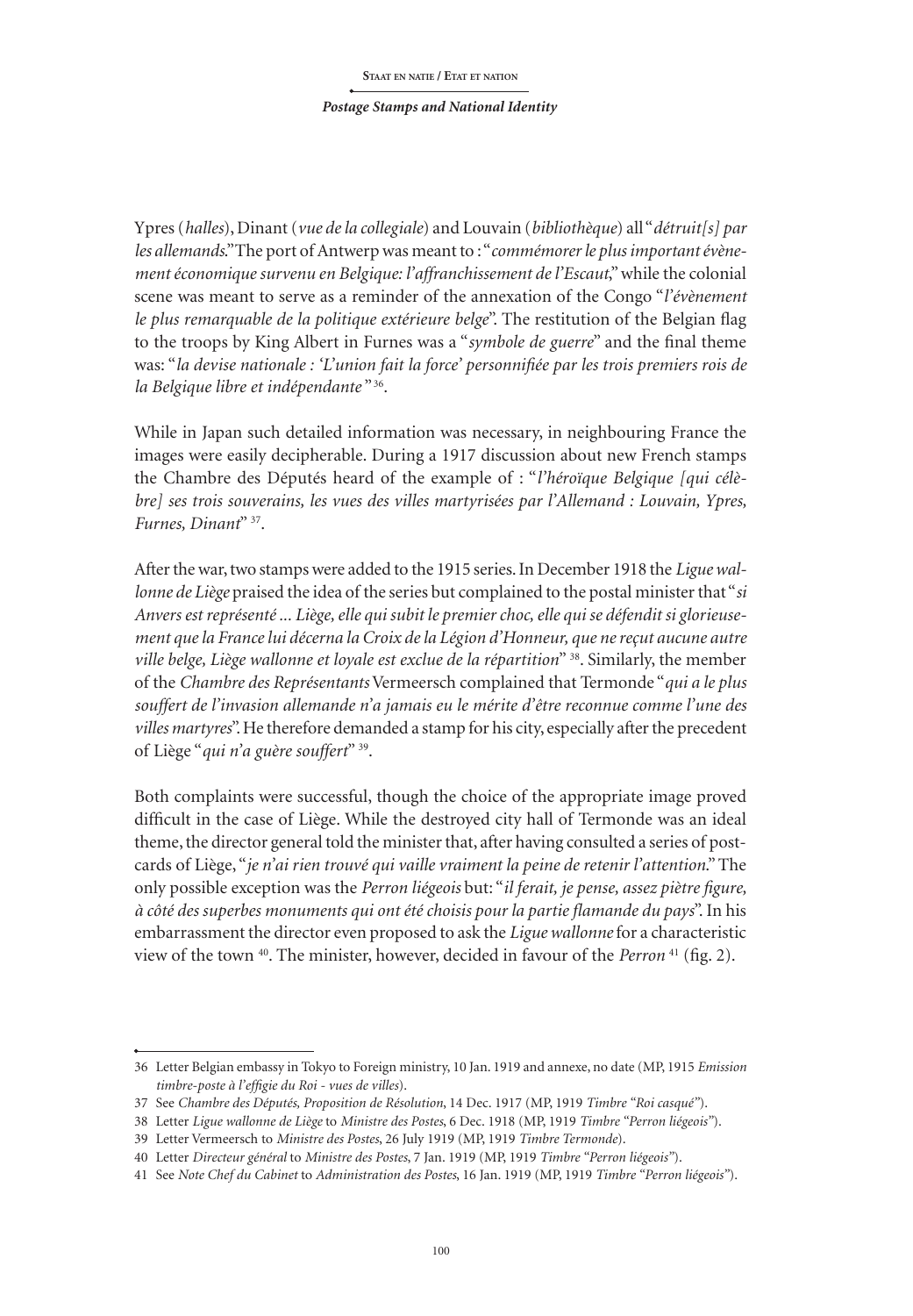Ypres (*halles*), Dinant (*vue de la collegiale*) and Louvain (*bibliothèque*) all "*détruit[s] par les allemands*." The port of Antwerp was meant to : "*commémorer le plus important évènement économique survenu en Belgique: l'affranchissement de l'Escaut*," while the colonial scene was meant to serve as a reminder of the annexation of the Congo "*l'évènement le plus remarquable de la politique extérieure belge*". The restitution of the Belgian flag to the troops by King Albert in Furnes was a "*symbole de guerre*" and the final theme was: "*la devise nationale : 'L'union fait la force' personnifiée par les trois premiers rois de la Belgique libre et indépendante*" [36].

While in Japan such detailed information was necessary, in neighbouring France the images were easily decipherable. During a 1917 discussion about new French stamps the Chambre des Députés heard of the example of : "*l'héroïque Belgique [qui célèbre] ses trois souverains, les vues des villes martyrisées par l'Allemand : Louvain, Ypres, Furnes, Dinant*" [37].

After the war, two stamps were added to the 1915 series. In December 1918 the *Ligue wallonne de Liège* praised the idea of the series but complained to the postal minister that "*si Anvers est représenté ... Liège, elle qui subit le premier choc, elle qui se défendit si glorieusement que la France lui décerna la Croix de la Légion d'Honneur, que ne reçut aucune autre ville belge, Liège wallonne et loyale est exclue de la répartition*" [38]. Similarly, the member of the *Chambre des Représentants* Vermeersch complained that Termonde "*qui a le plus souffert de l'invasion allemande n'a jamais eu le mérite d'être reconnue comme l'une des villes martyres*". He therefore demanded a stamp for his city, especially after the precedent of Liège "*qui n'a guère souffert*" [39].

Both complaints were successful, though the choice of the appropriate image proved difficult in the case of Liège. While the destroyed city hall of Termonde was an ideal theme, the director general told the minister that, after having consulted a series of postcards of Liège, "*je n'ai rien trouvé qui vaille vraiment la peine de retenir l'attention*." The only possible exception was the *Perron liégeois* but: "*il ferait, je pense, assez piètre figure, à côté des superbes monuments qui ont été choisis pour la partie flamande du pays*". In his embarrassment the director even proposed to ask the *Ligue wallonne* for a characteristic view of the town [40]. The minister, however, decided in favour of the *Perron* [41] (fig. 2).

---

36 Letter Belgian embassy in Tokyo to Foreign ministry, 10 Jan. 1919 and annexe, no date (MP, 1915 *Emission timbre-poste à l'effigie du Roi - vues de villes*).

37 See *Chambre des Députés, Proposition de Résolution*, 14 Dec. 1917 (MP, 1919 *Timbre "Roi casqué"*).

38 Letter *Ligue wallonne de Liège* to *Ministre des Postes*, 6 Dec. 1918 (MP, 1919 *Timbre "Perron liégeois"*).

39 Letter Vermeersch to *Ministre des Postes*, 26 July 1919 (MP, 1919 *Timbre Termonde*).

40 Letter *Directeur général* to *Ministre des Postes*, 7 Jan. 1919 (MP, 1919 *Timbre "Perron liégeois"*).

41 See *Note Chef du Cabinet* to *Administration des Postes*, 16 Jan. 1919 (MP, 1919 *Timbre "Perron liégeois"*).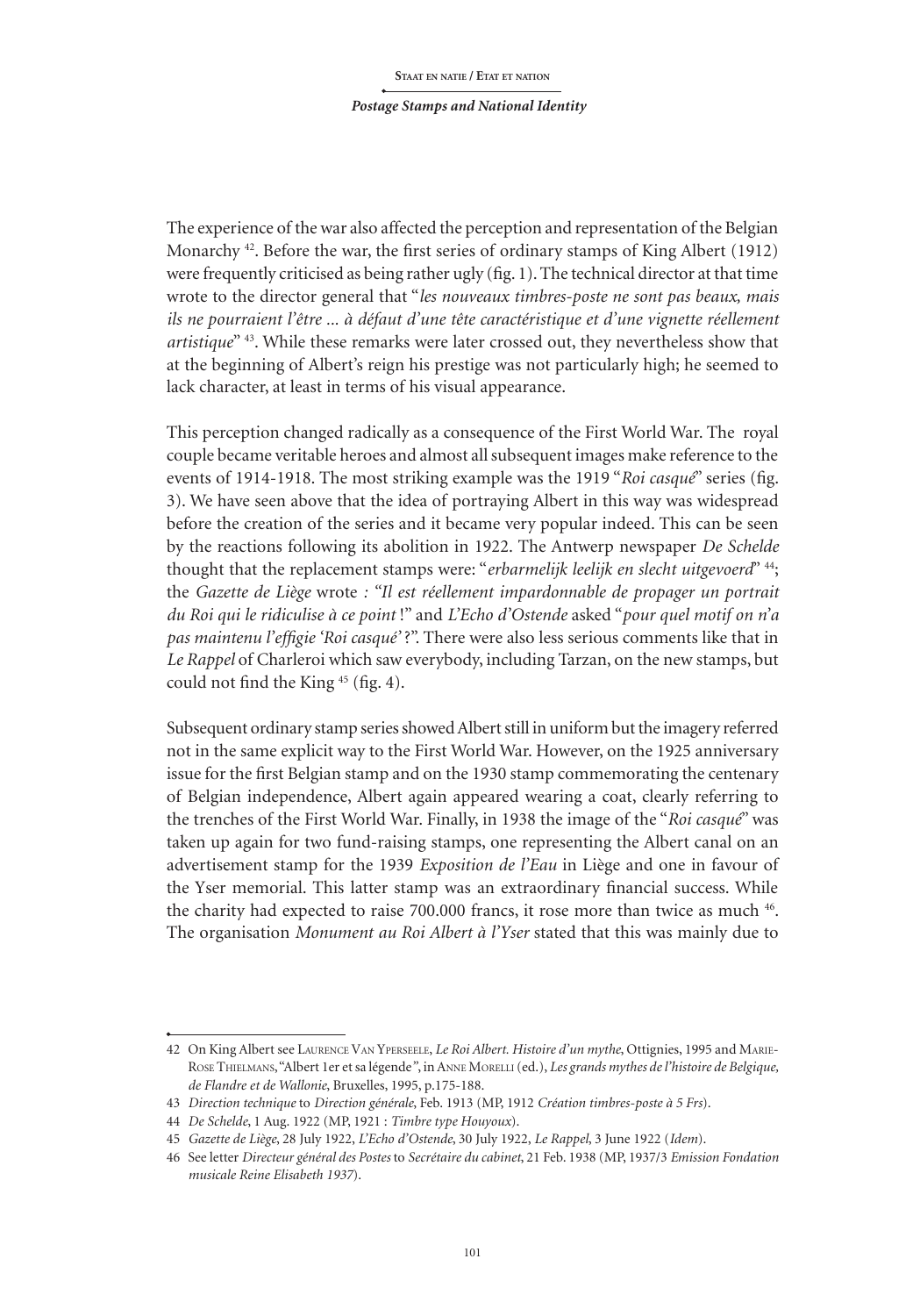The experience of the war also affected the perception and representation of the Belgian Monarchy [42]. Before the war, the first series of ordinary stamps of King Albert (1912) were frequently criticised as being rather ugly (fig. 1). The technical director at that time wrote to the director general that "*les nouveaux timbres-poste ne sont pas beaux, mais ils ne pourraient l'être ... à défaut d'une tête caractéristique et d'une vignette réellement artistique*" [43]. While these remarks were later crossed out, they nevertheless show that at the beginning of Albert's reign his prestige was not particularly high; he seemed to lack character, at least in terms of his visual appearance.

This perception changed radically as a consequence of the First World War. The royal couple became veritable heroes and almost all subsequent images make reference to the events of 1914-1918. The most striking example was the 1919 "*Roi casqué*" series (fig. 3). We have seen above that the idea of portraying Albert in this way was widespread before the creation of the series and it became very popular indeed. This can be seen by the reactions following its abolition in 1922. The Antwerp newspaper *De Schelde* thought that the replacement stamps were: "*erbarmelijk leelijk en slecht uitgevoerd*" [44]; the *Gazette de Liège* wrote *:* "*Il est réellement impardonnable de propager un portrait du Roi qui le ridiculise à ce point* !" and *L'Echo d'Ostende* asked "*pour quel motif on n'a pas maintenu l'effigie 'Roi casqué'* ?". There were also less serious comments like that in *Le Rappel* of Charleroi which saw everybody, including Tarzan, on the new stamps, but could not find the King [45] (fig. 4).

Subsequent ordinary stamp series showed Albert still in uniform but the imagery referred not in the same explicit way to the First World War. However, on the 1925 anniversary issue for the first Belgian stamp and on the 1930 stamp commemorating the centenary of Belgian independence, Albert again appeared wearing a coat, clearly referring to the trenches of the First World War. Finally, in 1938 the image of the "*Roi casqué*" was taken up again for two fund-raising stamps, one representing the Albert canal on an advertisement stamp for the 1939 *Exposition de l'Eau* in Liège and one in favour of the Yser memorial. This latter stamp was an extraordinary financial success. While the charity had expected to raise 700.000 francs, it rose more than twice as much [46]. The organisation *Monument au Roi Albert à l'Yser* stated that this was mainly due to

---

42 On King Albert see Laurence Van Ypersele, *Le Roi Albert. Histoire d'un mythe*, Ottignies, 1995 and Marie-Rose Thielmans, "Albert 1er et sa légende", in Anne Morelli (ed.), *Les grands mythes de l'histoire de Belgique, de Flandre et de Wallonie*, Bruxelles, 1995, p.175-188.

43 *Direction technique* to *Direction générale*, Feb. 1913 (MP, 1912 *Création timbres-poste à 5 Frs*).

44 *De Schelde*, 1 Aug. 1922 (MP, 1921 : *Timbre type Houyoux*).

45 *Gazette de Liège*, 28 July 1922, *L'Echo d'Ostende*, 30 July 1922, *Le Rappel*, 3 June 1922 (*Idem*).

46 See letter *Directeur général des Postes* to *Secrétaire du cabinet*, 21 Feb. 1938 (MP, 1937/3 *Emission Fondation musicale Reine Elisabeth 1937*).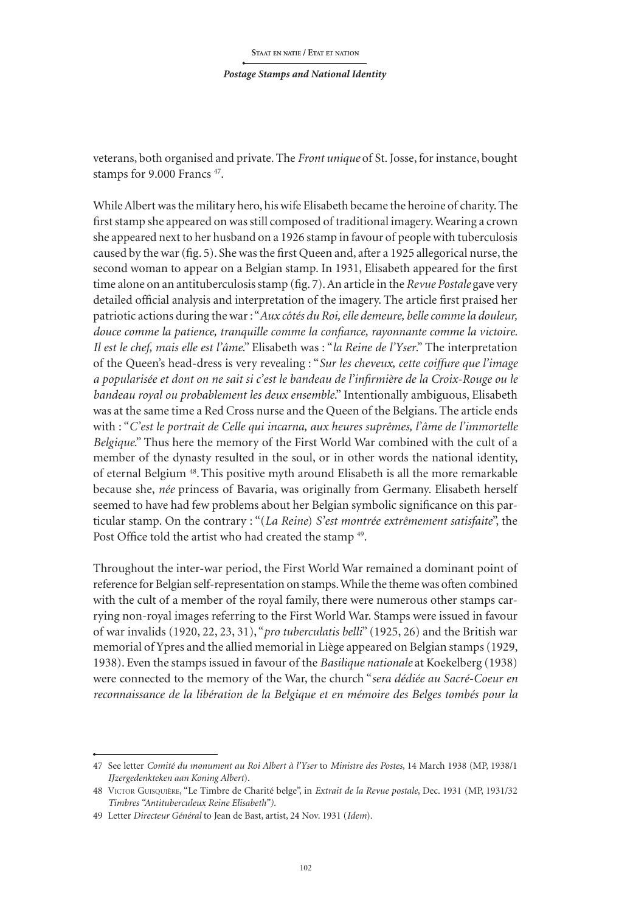veterans, both organised and private. The *Front unique* of St. Josse, for instance, bought stamps for 9.000 Francs [47].

While Albert was the military hero, his wife Elisabeth became the heroine of charity. The first stamp she appeared on was still composed of traditional imagery. Wearing a crown she appeared next to her husband on a 1926 stamp in favour of people with tuberculosis caused by the war (fig. 5). She was the first Queen and, after a 1925 allegorical nurse, the second woman to appear on a Belgian stamp. In 1931, Elisabeth appeared for the first time alone on an antituberculosis stamp (fig. 7). An article in the *Revue Postale* gave very detailed official analysis and interpretation of the imagery. The article first praised her patriotic actions during the war : "*Aux côtés du Roi, elle demeure, belle comme la douleur, douce comme la patience, tranquille comme la confiance, rayonnante comme la victoire. Il est le chef, mais elle est l'âme*." Elisabeth was : "*la Reine de l'Yser*." The interpretation of the Queen's head-dress is very revealing : "*Sur les cheveux, cette coiffure que l'image a popularisée et dont on ne sait si c'est le bandeau de l'infirmière de la Croix-Rouge ou le bandeau royal ou probablement les deux ensemble*." Intentionally ambiguous, Elisabeth was at the same time a Red Cross nurse and the Queen of the Belgians. The article ends with : "*C'est le portrait de Celle qui incarna, aux heures suprêmes, l'âme de l'immortelle Belgique*." Thus here the memory of the First World War combined with the cult of a member of the dynasty resulted in the soul, or in other words the national identity, of eternal Belgium [48]. This positive myth around Elisabeth is all the more remarkable because she, *née* princess of Bavaria, was originally from Germany. Elisabeth herself seemed to have had few problems about her Belgian symbolic significance on this particular stamp. On the contrary : "(*La Reine*) *S'est montrée extrêmement satisfaite*", the Post Office told the artist who had created the stamp [49].

Throughout the inter-war period, the First World War remained a dominant point of reference for Belgian self-representation on stamps. While the theme was often combined with the cult of a member of the royal family, there were numerous other stamps carrying non-royal images referring to the First World War. Stamps were issued in favour of war invalids (1920, 22, 23, 31), "*pro tuberculatis belli*" (1925, 26) and the British war memorial of Ypres and the allied memorial in Liège appeared on Belgian stamps (1929, 1938). Even the stamps issued in favour of the *Basilique nationale* at Koekelberg (1938) were connected to the memory of the War, the church "*sera dédiée au Sacré-Coeur en reconnaissance de la libération de la Belgique et en mémoire des Belges tombés pour la*

---

47 See letter *Comité du monument au Roi Albert à l'Yser* to *Ministre des Postes*, 14 March 1938 (MP, 1938/1 *IJzergedenkteken aan Koning Albert*).

48 Victor Guisquière, "Le Timbre de Charité belge", in *Extrait de la Revue postale*, Dec. 1931 (MP, 1931/32 *Timbres "Antituberculeux Reine Elisabeth").*

49 Letter *Directeur Général* to Jean de Bast, artist, 24 Nov. 1931 (*Idem*).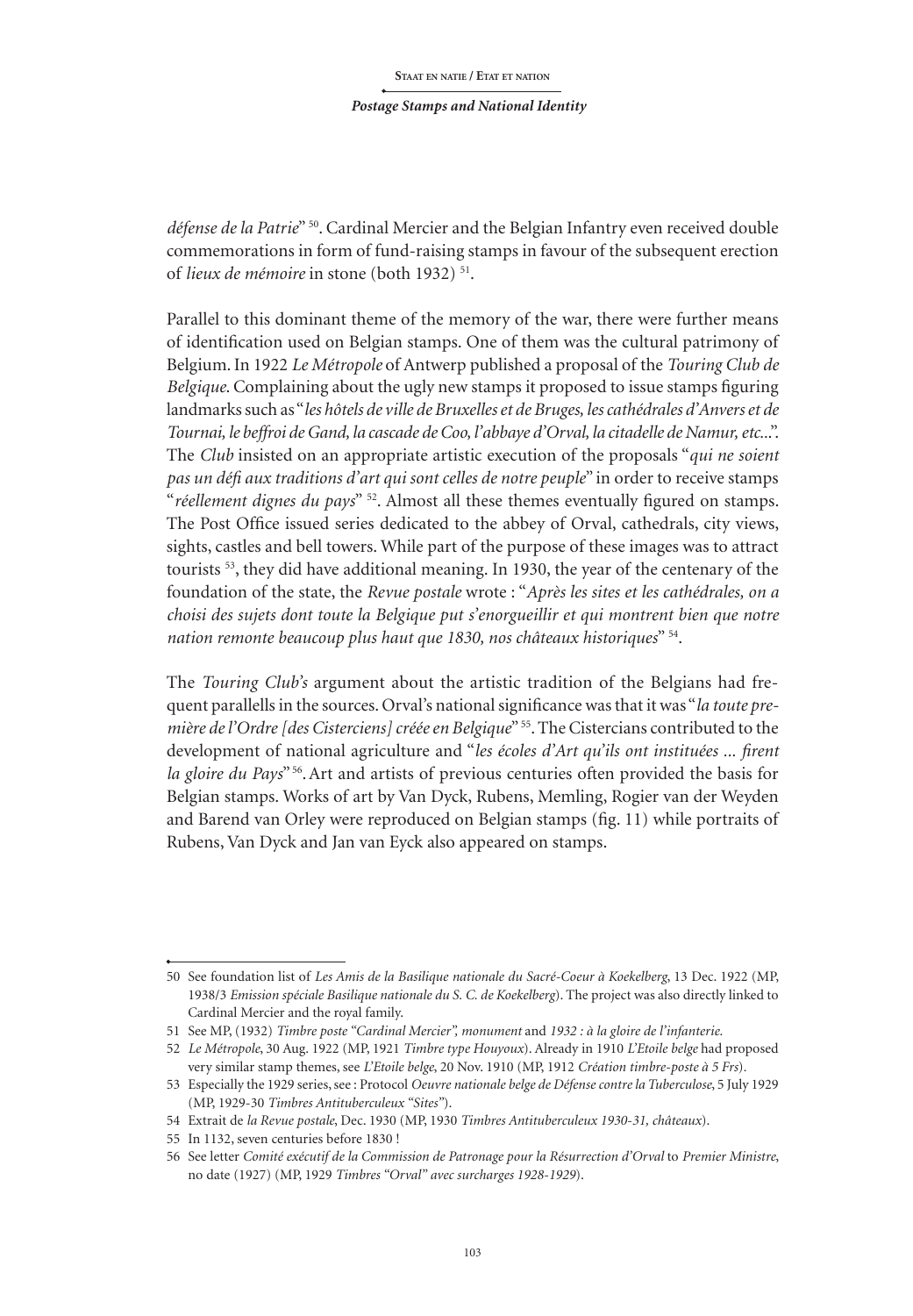*défense de la Patrie*" [50]. Cardinal Mercier and the Belgian Infantry even received double commemorations in form of fund-raising stamps in favour of the subsequent erection of *lieux de mémoire* in stone (both 1932) [51].

Parallel to this dominant theme of the memory of the war, there were further means of identification used on Belgian stamps. One of them was the cultural patrimony of Belgium. In 1922 *Le Métropole* of Antwerp published a proposal of the *Touring Club de Belgique*. Complaining about the ugly new stamps it proposed to issue stamps figuring landmarks such as "*les hôtels de ville de Bruxelles et de Bruges, les cathédrales d'Anvers et de Tournai, le beffroi de Gand, la cascade de Coo, l'abbaye d'Orval, la citadelle de Namur, etc...*". The *Club* insisted on an appropriate artistic execution of the proposals "*qui ne soient pas un défi aux traditions d'art qui sont celles de notre peuple*" in order to receive stamps "*réellement dignes du pays*" [52]. Almost all these themes eventually figured on stamps. The Post Office issued series dedicated to the abbey of Orval, cathedrals, city views, sights, castles and bell towers. While part of the purpose of these images was to attract tourists [53], they did have additional meaning. In 1930, the year of the centenary of the foundation of the state, the *Revue postale* wrote : "*Après les sites et les cathédrales, on a choisi des sujets dont toute la Belgique put s'enorgueillir et qui montrent bien que notre nation remonte beaucoup plus haut que 1830, nos châteaux historiques*" [54].

The *Touring Club's* argument about the artistic tradition of the Belgians had frequent parallells in the sources. Orval's national significance was that it was "*la toute première de l'Ordre [des Cisterciens] créée en Belgique*" [55]. The Cistercians contributed to the development of national agriculture and "*les écoles d'Art qu'ils ont instituées ... firent la gloire du Pays*" [56]. Art and artists of previous centuries often provided the basis for Belgian stamps. Works of art by Van Dyck, Rubens, Memling, Rogier van der Weyden and Barend van Orley were reproduced on Belgian stamps (fig. 11) while portraits of Rubens, Van Dyck and Jan van Eyck also appeared on stamps.

---

50 See foundation list of *Les Amis de la Basilique nationale du Sacré-Coeur à Koekelberg*, 13 Dec. 1922 (MP, 1938/3 *Emission spéciale Basilique nationale du S. C. de Koekelberg*). The project was also directly linked to Cardinal Mercier and the royal family.

51 See MP, (1932) *Timbre poste "Cardinal Mercier", monument* and *1932 : à la gloire de l'infanterie*.

52 *Le Métropole*, 30 Aug. 1922 (MP, 1921 *Timbre type Houyoux*). Already in 1910 *L'Etoile belge* had proposed very similar stamp themes, see *L'Etoile belge*, 20 Nov. 1910 (MP, 1912 *Création timbre-poste à 5 Frs*).

53 Especially the 1929 series, see : Protocol *Oeuvre nationale belge de Défense contre la Tuberculose*, 5 July 1929 (MP, 1929-30 *Timbres Antituberculeux "Sites"*).

54 Extrait de *la Revue postale*, Dec. 1930 (MP, 1930 *Timbres Antituberculeux 1930-31, châteaux*).

55 In 1132, seven centuries before 1830 !

56 See letter *Comité exécutif de la Commission de Patronage pour la Résurrection d'Orval* to *Premier Ministre*, no date (1927) (MP, 1929 *Timbres "Orval" avec surcharges 1928-1929*).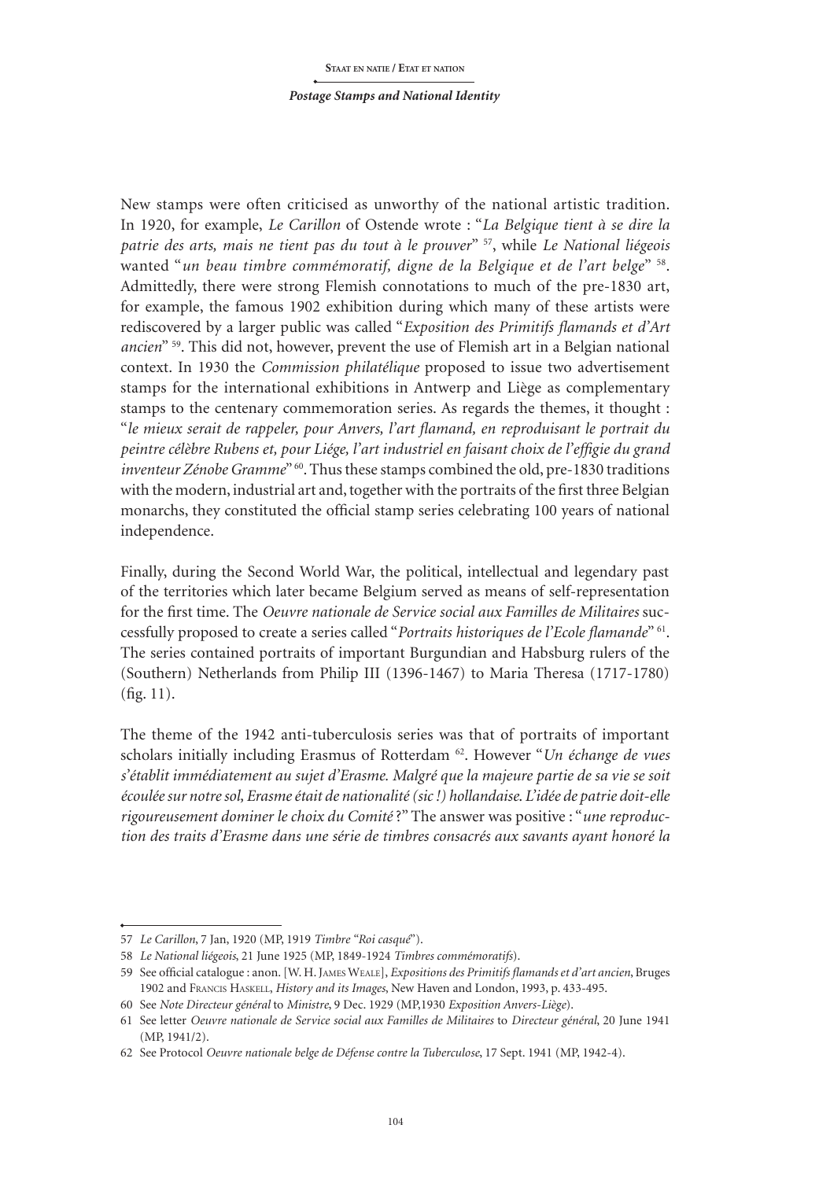New stamps were often criticised as unworthy of the national artistic tradition. In 1920, for example, *Le Carillon* of Ostende wrote : "*La Belgique tient à se dire la patrie des arts, mais ne tient pas du tout à le prouver*" [57], while *Le National liégeois* wanted "*un beau timbre commémoratif, digne de la Belgique et de l'art belge*" [58]. Admittedly, there were strong Flemish connotations to much of the pre-1830 art, for example, the famous 1902 exhibition during which many of these artists were rediscovered by a larger public was called "*Exposition des Primitifs flamands et d'Art ancien*" [59]. This did not, however, prevent the use of Flemish art in a Belgian national context. In 1930 the *Commission philatélique* proposed to issue two advertisement stamps for the international exhibitions in Antwerp and Liège as complementary stamps to the centenary commemoration series. As regards the themes, it thought : "*le mieux serait de rappeler, pour Anvers, l'art flamand, en reproduisant le portrait du peintre célèbre Rubens et, pour Liége, l'art industriel en faisant choix de l'effigie du grand inventeur Zénobe Gramme*" [60]. Thus these stamps combined the old, pre-1830 traditions with the modern, industrial art and, together with the portraits of the first three Belgian monarchs, they constituted the official stamp series celebrating 100 years of national independence.

Finally, during the Second World War, the political, intellectual and legendary past of the territories which later became Belgium served as means of self-representation for the first time. The *Oeuvre nationale de Service social aux Familles de Militaires* successfully proposed to create a series called "*Portraits historiques de l'Ecole flamande*" [61]. The series contained portraits of important Burgundian and Habsburg rulers of the (Southern) Netherlands from Philip III (1396-1467) to Maria Theresa (1717-1780) (fig. 11).

The theme of the 1942 anti-tuberculosis series was that of portraits of important scholars initially including Erasmus of Rotterdam [62]. However "*Un échange de vues s'établit immédiatement au sujet d'Erasme. Malgré que la majeure partie de sa vie se soit écoulée sur notre sol, Erasme était de nationalité (sic !) hollandaise. L'idée de patrie doit-elle rigoureusement dominer le choix du Comité* ?" The answer was positive : "*une reproduction des traits d'Erasme dans une série de timbres consacrés aux savants ayant honoré la*

---

57 *Le Carillon*, 7 Jan, 1920 (MP, 1919 *Timbre "Roi casqué"*).

58 *Le National liégeois*, 21 June 1925 (MP, 1849-1924 *Timbres commémoratifs*).

59 See official catalogue : anon. [W. H. James Weale], *Expositions des Primitifs flamands et d'art ancien*, Bruges 1902 and Francis Haskell, *History and its Images*, New Haven and London, 1993, p. 433-495.

60 See *Note Directeur général* to *Ministre*, 9 Dec. 1929 (MP,1930 *Exposition Anvers-Liège*).

61 See letter *Oeuvre nationale de Service social aux Familles de Militaires* to *Directeur général*, 20 June 1941 (MP, 1941/2).

62 See Protocol *Oeuvre nationale belge de Défense contre la Tuberculose*, 17 Sept. 1941 (MP, 1942-4).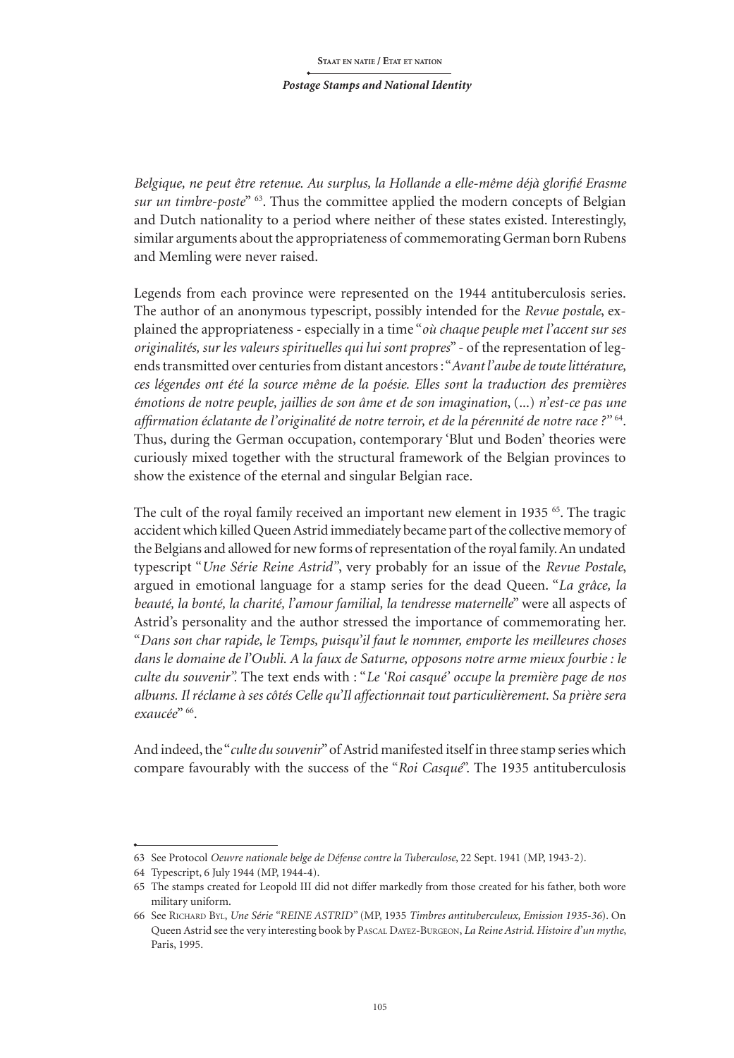*Belgique, ne peut être retenue. Au surplus, la Hollande a elle-même déjà glorifié Erasme sur un timbre-poste*" [63]. Thus the committee applied the modern concepts of Belgian and Dutch nationality to a period where neither of these states existed. Interestingly, similar arguments about the appropriateness of commemorating German born Rubens and Memling were never raised.

Legends from each province were represented on the 1944 antituberculosis series. The author of an anonymous typescript, possibly intended for the *Revue postale*, explained the appropriateness - especially in a time "*où chaque peuple met l'accent sur ses originalités, sur les valeurs spirituelles qui lui sont propres*" - of the representation of legends transmitted over centuries from distant ancestors : "*Avant l'aube de toute littérature, ces légendes ont été la source même de la poésie. Elles sont la traduction des premières émotions de notre peuple, jaillies de son âme et de son imagination*, (...) *n'est-ce pas une affirmation éclatante de l'originalité de notre terroir, et de la pérennité de notre race ?*" [64]. Thus, during the German occupation, contemporary 'Blut und Boden' theories were curiously mixed together with the structural framework of the Belgian provinces to show the existence of the eternal and singular Belgian race.

The cult of the royal family received an important new element in 1935 [65]. The tragic accident which killed Queen Astrid immediately became part of the collective memory of the Belgians and allowed for new forms of representation of the royal family. An undated typescript "*Une Série Reine Astrid*", very probably for an issue of the *Revue Postale*, argued in emotional language for a stamp series for the dead Queen. "*La grâce, la beauté, la bonté, la charité, l'amour familial, la tendresse maternelle*" were all aspects of Astrid's personality and the author stressed the importance of commemorating her. "*Dans son char rapide, le Temps, puisqu'il faut le nommer, emporte les meilleures choses dans le domaine de l'Oubli. A la faux de Saturne, opposons notre arme mieux fourbie : le culte du souvenir*". The text ends with : "*Le 'Roi casqué' occupe la première page de nos albums. Il réclame à ses côtés Celle qu'Il affectionnait tout particulièrement. Sa prière sera exaucée*" [66].

And indeed, the "*culte du souvenir*" of Astrid manifested itself in three stamp series which compare favourably with the success of the "*Roi Casqué*". The 1935 antituberculosis

---

63 See Protocol *Oeuvre nationale belge de Défense contre la Tuberculose*, 22 Sept. 1941 (MP, 1943-2).

64 Typescript, 6 July 1944 (MP, 1944-4).

65 The stamps created for Leopold III did not differ markedly from those created for his father, both wore military uniform.

66 See Richard Byl, *Une Série "REINE ASTRID"* (MP, 1935 *Timbres antituberculeux, Emission 1935-36*). On Queen Astrid see the very interesting book by Pascal Dayez-Burgeon, *La Reine Astrid. Histoire d'un mythe*, Paris, 1995.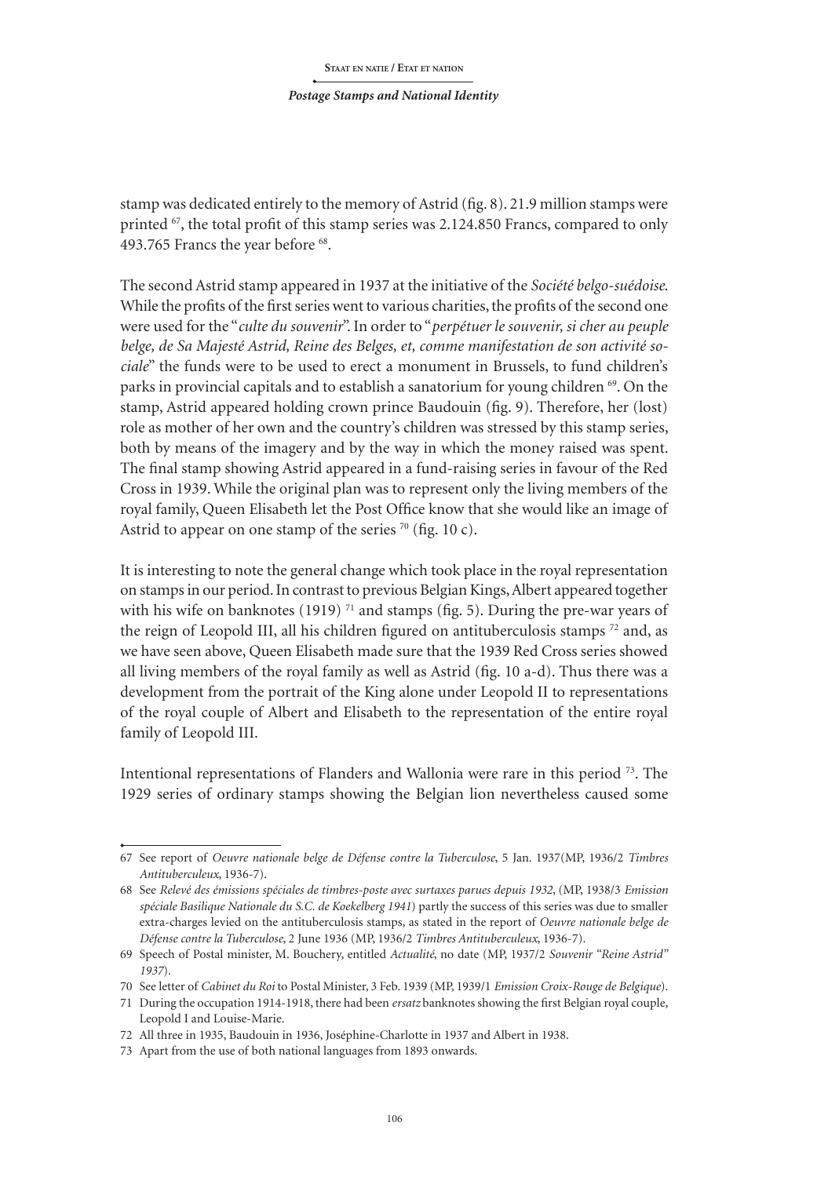stamp was dedicated entirely to the memory of Astrid (fig. 8). 21.9 million stamps were printed [67], the total profit of this stamp series was 2.124.850 Francs, compared to only 493.765 Francs the year before [68].

The second Astrid stamp appeared in 1937 at the initiative of the *Société belgo-suédoise*. While the profits of the first series went to various charities, the profits of the second one were used for the "*culte du souvenir*". In order to "*perpétuer le souvenir, si cher au peuple belge, de Sa Majesté Astrid, Reine des Belges, et, comme manifestation de son activité sociale*" the funds were to be used to erect a monument in Brussels, to fund children's parks in provincial capitals and to establish a sanatorium for young children [69]. On the stamp, Astrid appeared holding crown prince Baudouin (fig. 9). Therefore, her (lost) role as mother of her own and the country's children was stressed by this stamp series, both by means of the imagery and by the way in which the money raised was spent. The final stamp showing Astrid appeared in a fund-raising series in favour of the Red Cross in 1939. While the original plan was to represent only the living members of the royal family, Queen Elisabeth let the Post Office know that she would like an image of Astrid to appear on one stamp of the series [70] (fig. 10 c).

It is interesting to note the general change which took place in the royal representation on stamps in our period. In contrast to previous Belgian Kings, Albert appeared together with his wife on banknotes (1919) [71] and stamps (fig. 5). During the pre-war years of the reign of Leopold III, all his children figured on antituberculosis stamps [72] and, as we have seen above, Queen Elisabeth made sure that the 1939 Red Cross series showed all living members of the royal family as well as Astrid (fig. 10 a-d). Thus there was a development from the portrait of the King alone under Leopold II to representations of the royal couple of Albert and Elisabeth to the representation of the entire royal family of Leopold III.

Intentional representations of Flanders and Wallonia were rare in this period [73]. The 1929 series of ordinary stamps showing the Belgian lion nevertheless caused some

---

67 See report of *Oeuvre nationale belge de Défense contre la Tuberculose*, 5 Jan. 1937(MP, 1936/2 *Timbres Antituberculeux*, 1936-7).

68 See *Relevé des émissions spéciales de timbres-poste avec surtaxes parues depuis 1932*, (MP, 1938/3 *Emission spéciale Basilique Nationale du S.C. de Koekelberg 1941*) partly the success of this series was due to smaller extra-charges levied on the antituberculosis stamps, as stated in the report of *Oeuvre nationale belge de Défense contre la Tuberculose*, 2 June 1936 (MP, 1936/2 *Timbres Antituberculeux*, 1936-7).

69 Speech of Postal minister, M. Bouchery, entitled *Actualité*, no date (MP, 1937/2 *Souvenir "Reine Astrid" 1937*).

70 See letter of *Cabinet du Roi* to Postal Minister, 3 Feb. 1939 (MP, 1939/1 *Emission Croix-Rouge de Belgique*).

71 During the occupation 1914-1918, there had been *ersatz* banknotes showing the first Belgian royal couple, Leopold I and Louise-Marie.

72 All three in 1935, Baudouin in 1936, Joséphine-Charlotte in 1937 and Albert in 1938.

73 Apart from the use of both national languages from 1893 onwards.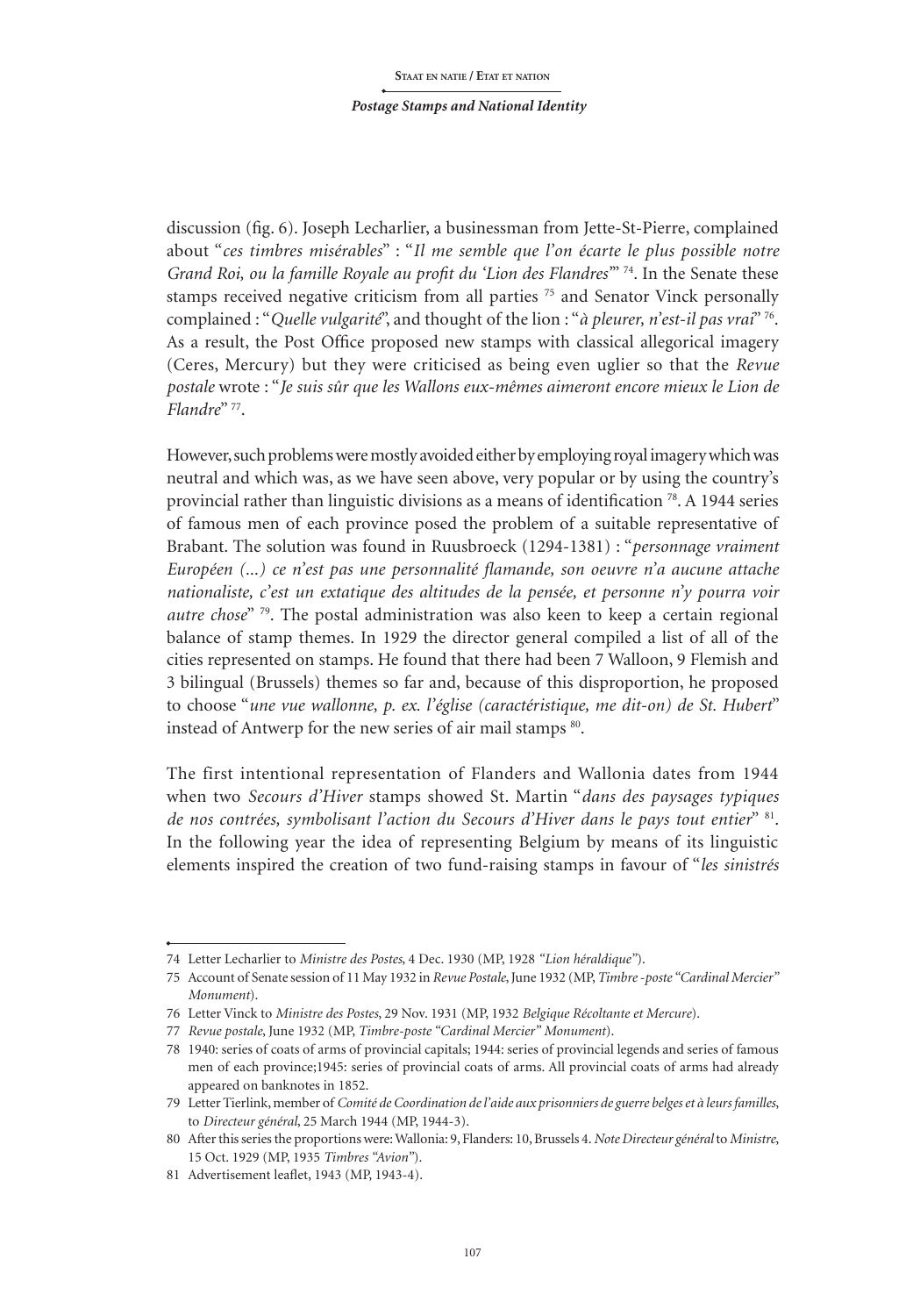discussion (fig. 6). Joseph Lecharlier, a businessman from Jette-St-Pierre, complained about "*ces timbres misérables*" : "*Il me semble que l'on écarte le plus possible notre Grand Roi, ou la famille Royale au profit du 'Lion des Flandres'*" [74]. In the Senate these stamps received negative criticism from all parties [75] and Senator Vinck personally complained : "*Quelle vulgarité*", and thought of the lion : "*à pleurer, n'est-il pas vrai*" [76]. As a result, the Post Office proposed new stamps with classical allegorical imagery (Ceres, Mercury) but they were criticised as being even uglier so that the *Revue postale* wrote : "*Je suis sûr que les Wallons eux-mêmes aimeront encore mieux le Lion de Flandre*" [77].

However, such problems were mostly avoided either by employing royal imagery which was neutral and which was, as we have seen above, very popular or by using the country's provincial rather than linguistic divisions as a means of identification [78]. A 1944 series of famous men of each province posed the problem of a suitable representative of Brabant. The solution was found in Ruusbroeck (1294-1381) : "*personnage vraiment Européen (...) ce n'est pas une personnalité flamande, son oeuvre n'a aucune attache nationaliste, c'est un extatique des altitudes de la pensée, et personne n'y pourra voir autre chose*" [79]. The postal administration was also keen to keep a certain regional balance of stamp themes. In 1929 the director general compiled a list of all of the cities represented on stamps. He found that there had been 7 Walloon, 9 Flemish and 3 bilingual (Brussels) themes so far and, because of this disproportion, he proposed to choose "*une vue wallonne, p. ex. l'église (caractéristique, me dit-on) de St. Hubert*" instead of Antwerp for the new series of air mail stamps [80].

The first intentional representation of Flanders and Wallonia dates from 1944 when two *Secours d'Hiver* stamps showed St. Martin "*dans des paysages typiques de nos contrées, symbolisant l'action du Secours d'Hiver dans le pays tout entier*" [81]. In the following year the idea of representing Belgium by means of its linguistic elements inspired the creation of two fund-raising stamps in favour of "*les sinistrés*

---

74 Letter Lecharlier to *Ministre des Postes*, 4 Dec. 1930 (MP, 1928 *"Lion héraldique"*).

75 Account of Senate session of 11 May 1932 in *Revue Postale*, June 1932 (MP, *Timbre-poste "Cardinal Mercier" Monument*).

76 Letter Vinck to *Ministre des Postes*, 29 Nov. 1931 (MP, 1932 *Belgique Récoltante et Mercure*).

77 *Revue postale*, June 1932 (MP, *Timbre-poste "Cardinal Mercier" Monument*).

78 1940: series of coats of arms of provincial capitals; 1944: series of provincial legends and series of famous men of each province;1945: series of provincial coats of arms. All provincial coats of arms had already appeared on banknotes in 1852.

79 Letter Tierlink, member of *Comité de Coordination de l'aide aux prisonniers de guerre belges et à leurs familles*, to *Directeur général*, 25 March 1944 (MP, 1944-3).

80 After this series the proportions were: Wallonia: 9, Flanders: 10, Brussels 4. *Note Directeur général* to *Ministre*, 15 Oct. 1929 (MP, 1935 *Timbres "Avion"*).

81 Advertisement leaflet, 1943 (MP, 1943-4).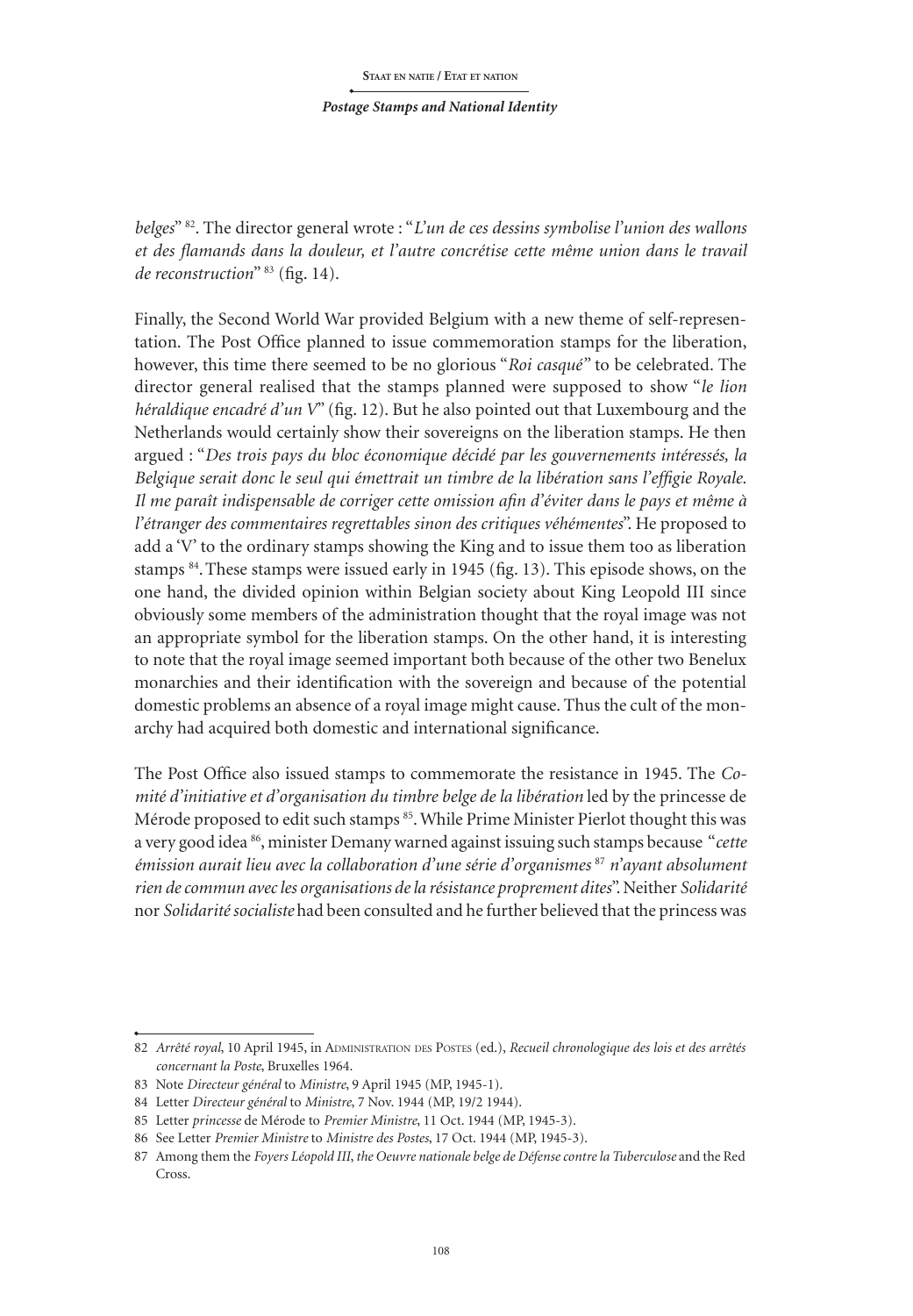*belges*" [82]. The director general wrote : "*L'un de ces dessins symbolise l'union des wallons et des flamands dans la douleur, et l'autre concrétise cette même union dans le travail de reconstruction*" [83] (fig. 14).

Finally, the Second World War provided Belgium with a new theme of self-representation. The Post Office planned to issue commemoration stamps for the liberation, however, this time there seemed to be no glorious "*Roi casqué*" to be celebrated. The director general realised that the stamps planned were supposed to show "*le lion héraldique encadré d'un V*" (fig. 12). But he also pointed out that Luxembourg and the Netherlands would certainly show their sovereigns on the liberation stamps. He then argued : "*Des trois pays du bloc économique décidé par les gouvernements intéressés, la Belgique serait donc le seul qui émettrait un timbre de la libération sans l'effigie Royale. Il me paraît indispensable de corriger cette omission afin d'éviter dans le pays et même à l'étranger des commentaires regrettables sinon des critiques véhémentes*". He proposed to add a 'V' to the ordinary stamps showing the King and to issue them too as liberation stamps [84]. These stamps were issued early in 1945 (fig. 13). This episode shows, on the one hand, the divided opinion within Belgian society about King Leopold III since obviously some members of the administration thought that the royal image was not an appropriate symbol for the liberation stamps. On the other hand, it is interesting to note that the royal image seemed important both because of the other two Benelux monarchies and their identification with the sovereign and because of the potential domestic problems an absence of a royal image might cause. Thus the cult of the monarchy had acquired both domestic and international significance.

The Post Office also issued stamps to commemorate the resistance in 1945. The *Comité d'initiative et d'organisation du timbre belge de la libération* led by the princesse de Mérode proposed to edit such stamps [85]. While Prime Minister Pierlot thought this was a very good idea [86], minister Demany warned against issuing such stamps because "*cette émission aurait lieu avec la collaboration d'une série d'organismes* [87] *n'ayant absolument rien de commun avec les organisations de la résistance proprement dites*". Neither *Solidarité* nor *Solidarité socialiste* had been consulted and he further believed that the princess was

---

82 *Arrêté royal*, 10 April 1945, in Administration des Postes (ed.), *Recueil chronologique des lois et des arrêtés concernant la Poste*, Bruxelles 1964.

83 Note *Directeur général* to *Ministre*, 9 April 1945 (MP, 1945-1).

84 Letter *Directeur général* to *Ministre*, 7 Nov. 1944 (MP, 19/2 1944).

85 Letter *princesse* de Mérode to *Premier Ministre*, 11 Oct. 1944 (MP, 1945-3).

86 See Letter *Premier Ministre* to *Ministre des Postes*, 17 Oct. 1944 (MP, 1945-3).

87 Among them the *Foyers Léopold III*, *the Oeuvre nationale belge de Défense contre la Tuberculose* and the Red Cross.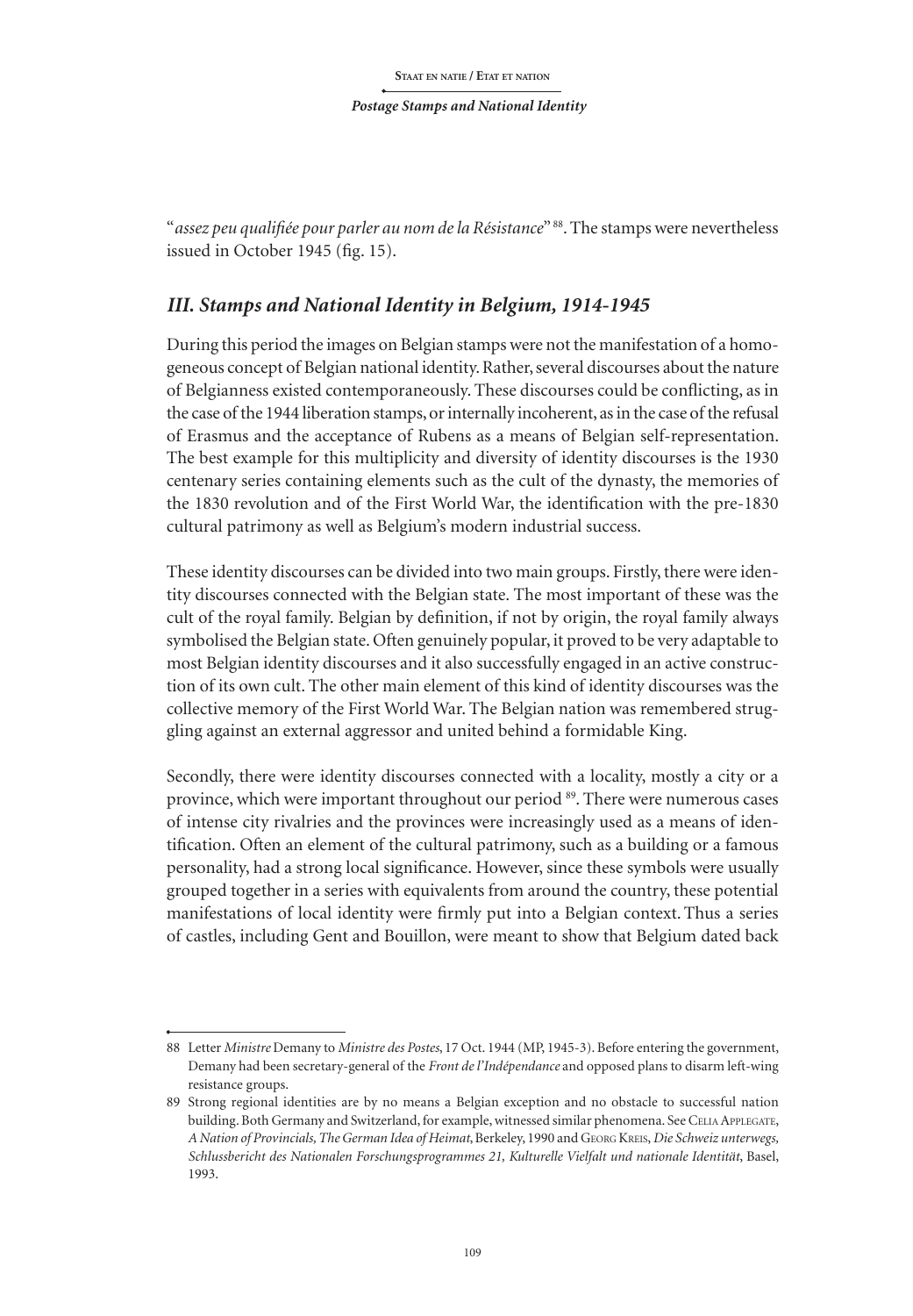"*assez peu qualifiée pour parler au nom de la Résistance*" [88]. The stamps were nevertheless issued in October 1945 (fig. 15).

## *III. Stamps and National Identity in Belgium, 1914-1945*

During this period the images on Belgian stamps were not the manifestation of a homogeneous concept of Belgian national identity. Rather, several discourses about the nature of Belgianness existed contemporaneously. These discourses could be conflicting, as in the case of the 1944 liberation stamps, or internally incoherent, as in the case of the refusal of Erasmus and the acceptance of Rubens as a means of Belgian self-representation. The best example for this multiplicity and diversity of identity discourses is the 1930 centenary series containing elements such as the cult of the dynasty, the memories of the 1830 revolution and of the First World War, the identification with the pre-1830 cultural patrimony as well as Belgium's modern industrial success.

These identity discourses can be divided into two main groups. Firstly, there were identity discourses connected with the Belgian state. The most important of these was the cult of the royal family. Belgian by definition, if not by origin, the royal family always symbolised the Belgian state. Often genuinely popular, it proved to be very adaptable to most Belgian identity discourses and it also successfully engaged in an active construction of its own cult. The other main element of this kind of identity discourses was the collective memory of the First World War. The Belgian nation was remembered struggling against an external aggressor and united behind a formidable King.

Secondly, there were identity discourses connected with a locality, mostly a city or a province, which were important throughout our period [89]. There were numerous cases of intense city rivalries and the provinces were increasingly used as a means of identification. Often an element of the cultural patrimony, such as a building or a famous personality, had a strong local significance. However, since these symbols were usually grouped together in a series with equivalents from around the country, these potential manifestations of local identity were firmly put into a Belgian context. Thus a series of castles, including Gent and Bouillon, were meant to show that Belgium dated back

---

88 Letter *Ministre* Demany to *Ministre des Postes*, 17 Oct. 1944 (MP, 1945-3). Before entering the government, Demany had been secretary-general of the *Front de l'Indépendance* and opposed plans to disarm left-wing resistance groups.

89 Strong regional identities are by no means a Belgian exception and no obstacle to successful nation building. Both Germany and Switzerland, for example, witnessed similar phenomena. See Celia Applegate, *A Nation of Provincials, The German Idea of Heimat*, Berkeley, 1990 and Georg Kreis, *Die Schweiz unterwegs, Schlussbericht des Nationalen Forschungsprogrammes 21, Kulturelle Vielfalt und nationale Identität*, Basel, 1993.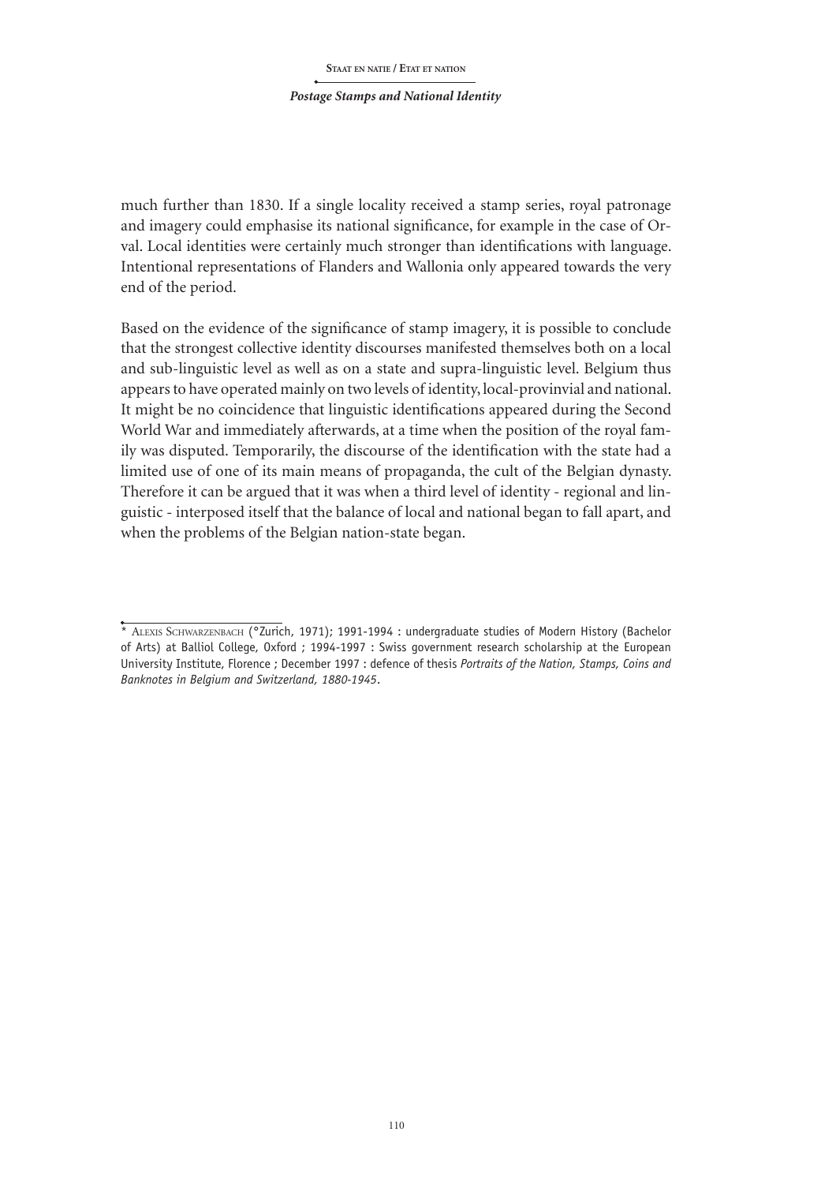much further than 1830. If a single locality received a stamp series, royal patronage and imagery could emphasise its national significance, for example in the case of Orval. Local identities were certainly much stronger than identifications with language. Intentional representations of Flanders and Wallonia only appeared towards the very end of the period.

Based on the evidence of the significance of stamp imagery, it is possible to conclude that the strongest collective identity discourses manifested themselves both on a local and sub-linguistic level as well as on a state and supra-linguistic level. Belgium thus appears to have operated mainly on two levels of identity, local-provinvial and national. It might be no coincidence that linguistic identifications appeared during the Second World War and immediately afterwards, at a time when the position of the royal family was disputed. Temporarily, the discourse of the identification with the state had a limited use of one of its main means of propaganda, the cult of the Belgian dynasty. Therefore it can be argued that it was when a third level of identity - regional and linguistic - interposed itself that the balance of local and national began to fall apart, and when the problems of the Belgian nation-state began.

---

\* Alexis Schwarzenbach (°Zurich, 1971); 1991-1994 : undergraduate studies of Modern History (Bachelor of Arts) at Balliol College, Oxford ; 1994-1997 : Swiss government research scholarship at the European University Institute, Florence ; December 1997 : defence of thesis *Portraits of the Nation, Stamps, Coins and Banknotes in Belgium and Switzerland, 1880-1945*.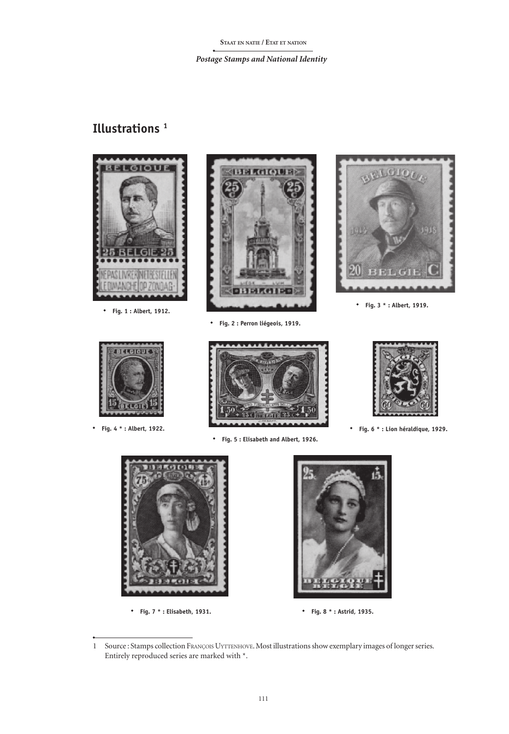## Illustrations [1]

- Fig. 1 : Albert, 1912.

- Fig. 2 : Perron liégeois, 1919.

- Fig. 3 * : Albert, 1919.

- Fig. 4 * : Albert, 1922.

- Fig. 5 : Elisabeth and Albert, 1926.

- Fig. 6 * : Lion héraldique, 1929.

- Fig. 7 * : Elisabeth, 1931.

- Fig. 8 * : Astrid, 1935.

---

1 Source : Stamps collection François Uyttenhove. Most illustrations show exemplary images of longer series. Entirely reproduced series are marked with *.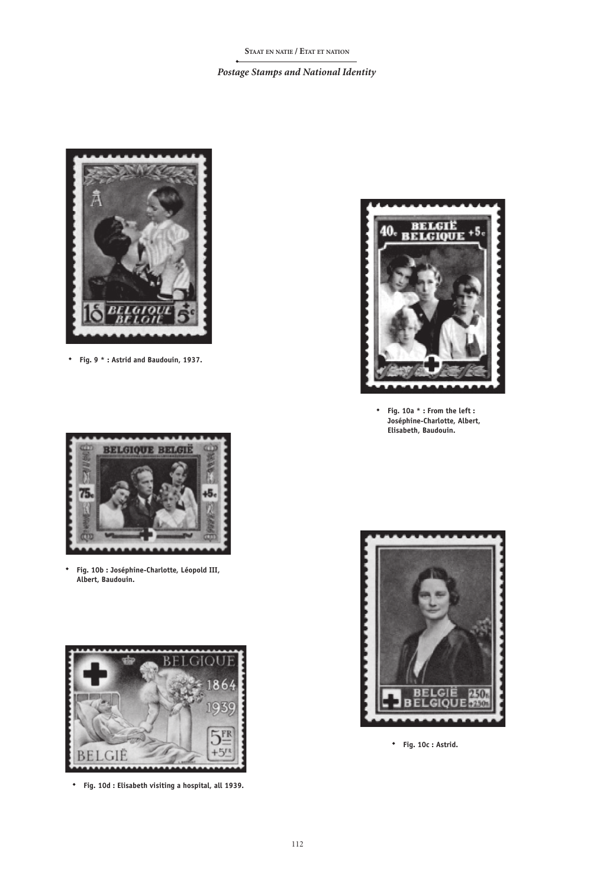- Fig. 9 * : Astrid and Baudouin, 1937.

- Fig. 10a * : From the left : Joséphine-Charlotte, Albert, Elisabeth, Baudouin.

- Fig. 10b : Joséphine-Charlotte, Léopold III, Albert, Baudouin.

- Fig. 10c : Astrid.

- Fig. 10d : Elisabeth visiting a hospital, all 1939.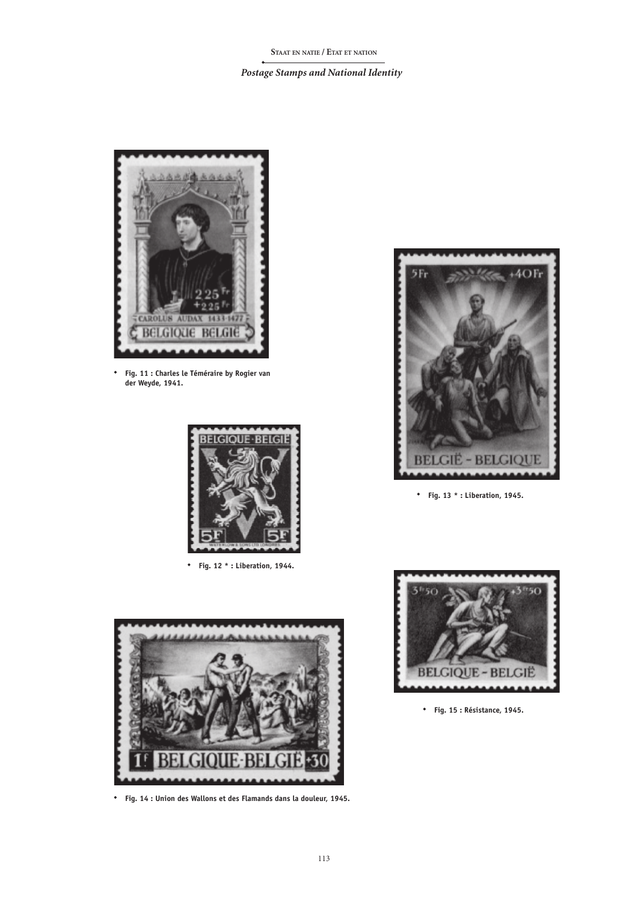Fig. 11 : Charles le Téméraire by Rogier van der Weyde, 1941.

Fig. 12 * : Liberation, 1944.

Fig. 13 * : Liberation, 1945.

Fig. 14 : Union des Wallons et des Flamands dans la douleur, 1945.

Fig. 15 : Résistance, 1945.